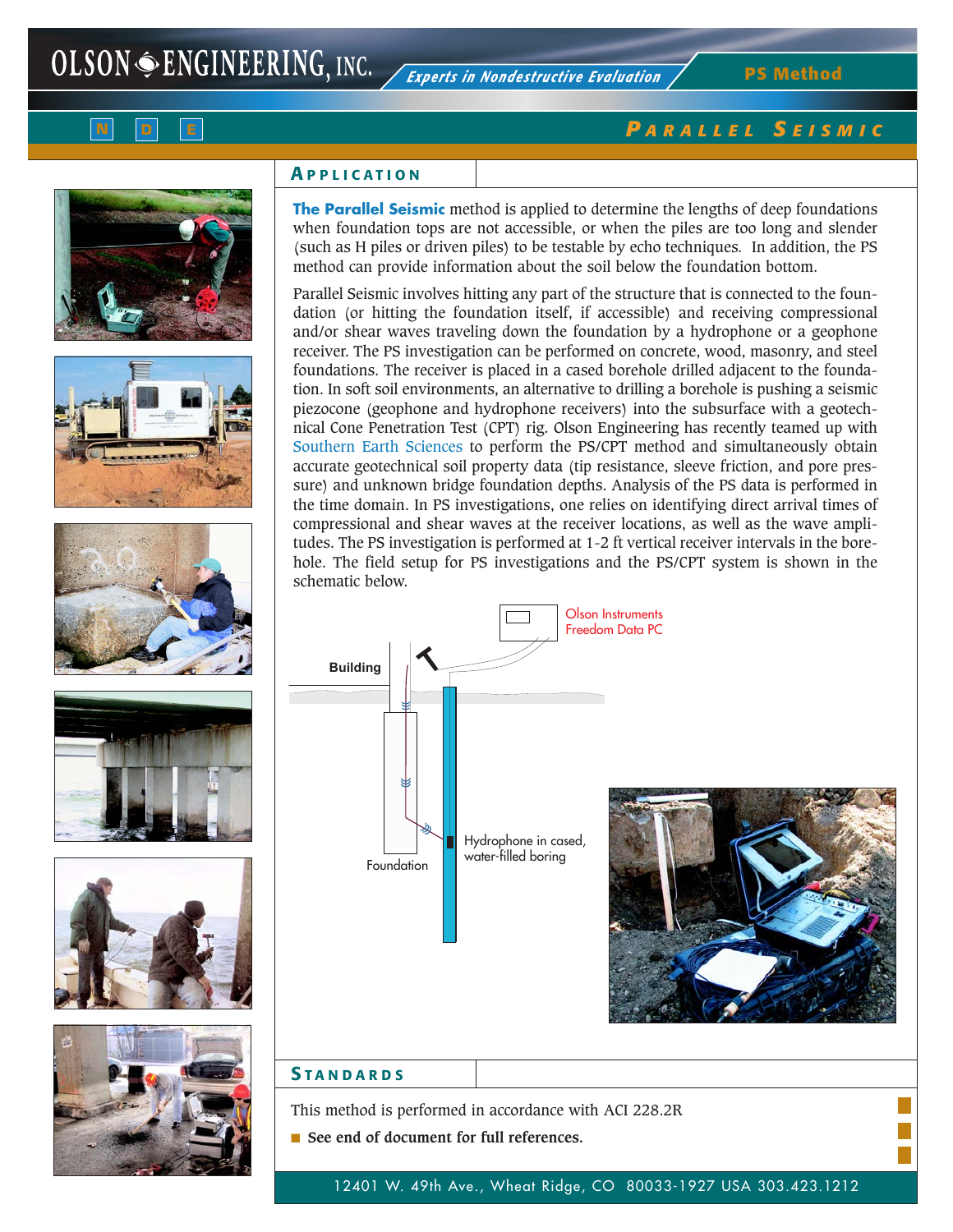# Parallel Seismic

## Application

**The Parallel Seismic** method is applied to determine the lengths of deep foundations when foundation tops are not accessible, or when the piles are too long and slender (such as H piles or driven piles) to be testable by echo techniques. In addition, the PS method can provide information about the soil below the foundation bottom.

Parallel Seismic involves hitting any part of the structure that is connected to the foundation (or hitting the foundation itself, if accessible) and receiving compressional and/or shear waves traveling down the foundation by a hydrophone or a geophone receiver. The PS investigation can be performed on concrete, wood, masonry, and steel foundations. The receiver is placed in a cased borehole drilled adjacent to the foundation. In soft soil environments, an alternative to drilling a borehole is pushing a seismic piezocone (geophone and hydrophone receivers) into the subsurface with a geotechnical Cone Penetration Test (CPT) rig. Olson Engineering has recently teamed up with Southern Earth Sciences to perform the PS/CPT method and simultaneously obtain accurate geotechnical soil property data (tip resistance, sleeve friction, and pore pressure) and unknown bridge foundation depths. Analysis of the PS data is performed in the time domain. In PS investigations, one relies on identifying direct arrival times of compressional and shear waves at the receiver locations, as well as the wave amplitudes. The PS investigation is performed at 1-2 ft vertical receiver intervals in the borehole. The field setup for PS investigations and the PS/CPT system is shown in the schematic below.

Olson Instruments Freedom Data PC

Building

Hydrophone in cased, water-filled boring

Foundation

## Standards

This method is performed in accordance with ACI 228.2R

- **See end of document for full references.**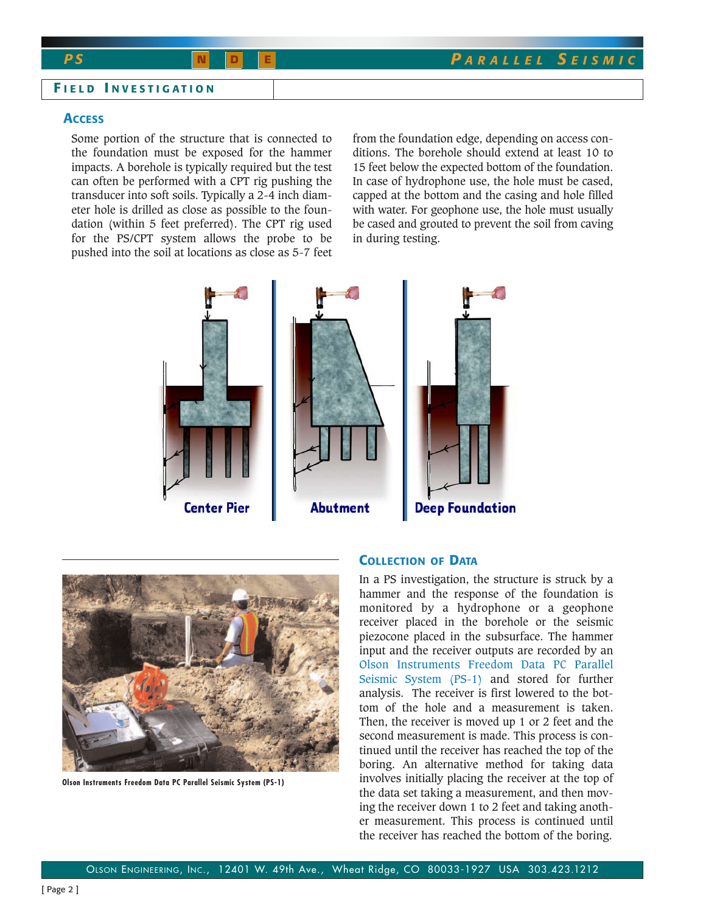## Field Investigation

### Access

Some portion of the structure that is connected to the foundation must be exposed for the hammer impacts. A borehole is typically required but the test can often be performed with a CPT rig pushing the transducer into soft soils. Typically a 2-4 inch diameter hole is drilled as close as possible to the foundation (within 5 feet preferred). The CPT rig used for the PS/CPT system allows the probe to be pushed into the soil at locations as close as 5-7 feet from the foundation edge, depending on access conditions. The borehole should extend at least 10 to 15 feet below the expected bottom of the foundation. In case of hydrophone use, the hole must be cased, capped at the bottom and the casing and hole filled with water. For geophone use, the hole must usually be cased and grouted to prevent the soil from caving in during testing.

Center Pier | Abutment | Deep Foundation

Olson Instruments Freedom Data PC Parallel Seismic System (PS-1)

### Collection of Data

In a PS investigation, the structure is struck by a hammer and the response of the foundation is monitored by a hydrophone or a geophone receiver placed in the borehole or the seismic piezocone placed in the subsurface. The hammer input and the receiver outputs are recorded by an Olson Instruments Freedom Data PC Parallel Seismic System (PS-1) and stored for further analysis. The receiver is first lowered to the bottom of the hole and a measurement is taken. Then, the receiver is moved up 1 or 2 feet and the second measurement is made. This process is continued until the receiver has reached the top of the boring. An alternative method for taking data involves initially placing the receiver at the top of the data set taking a measurement, and then moving the receiver down 1 to 2 feet and taking another measurement. This process is continued until the receiver has reached the bottom of the boring.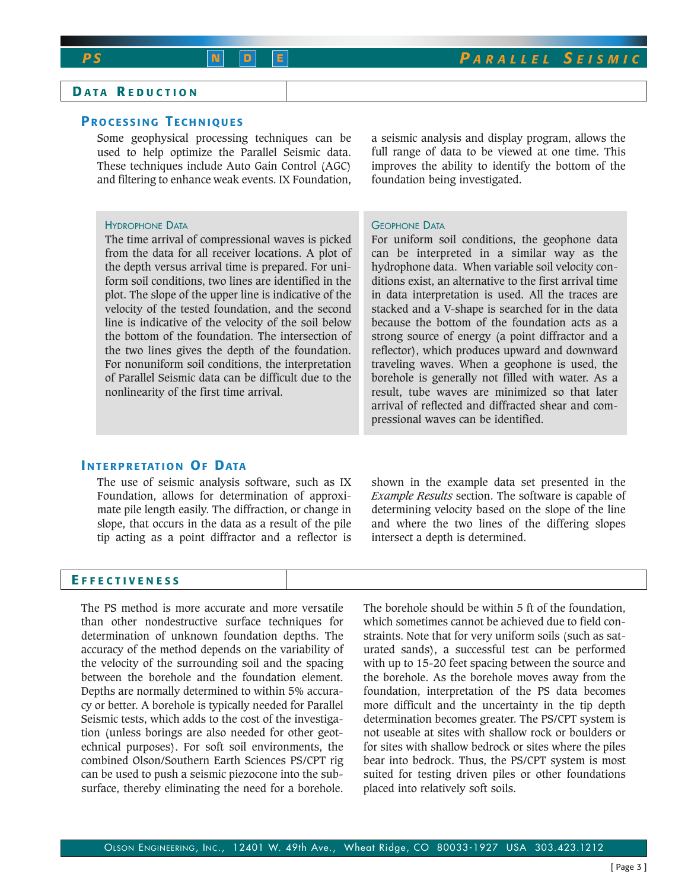## Data Reduction

### Processing Techniques

Some geophysical processing techniques can be used to help optimize the Parallel Seismic data. These techniques include Auto Gain Control (AGC) and filtering to enhance weak events. IX Foundation, a seismic analysis and display program, allows the full range of data to be viewed at one time. This improves the ability to identify the bottom of the foundation being investigated.

#### Hydrophone Data

The time arrival of compressional waves is picked from the data for all receiver locations. A plot of the depth versus arrival time is prepared. For uniform soil conditions, two lines are identified in the plot. The slope of the upper line is indicative of the velocity of the tested foundation, and the second line is indicative of the velocity of the soil below the bottom of the foundation. The intersection of the two lines gives the depth of the foundation. For nonuniform soil conditions, the interpretation of Parallel Seismic data can be difficult due to the nonlinearity of the first time arrival.

#### Geophone Data

For uniform soil conditions, the geophone data can be interpreted in a similar way as the hydrophone data. When variable soil velocity conditions exist, an alternative to the first arrival time in data interpretation is used. All the traces are stacked and a V-shape is searched for in the data because the bottom of the foundation acts as a strong source of energy (a point diffractor and a reflector), which produces upward and downward traveling waves. When a geophone is used, the borehole is generally not filled with water. As a result, tube waves are minimized so that later arrival of reflected and diffracted shear and compressional waves can be identified.

### Interpretation Of Data

The use of seismic analysis software, such as IX Foundation, allows for determination of approximate pile length easily. The diffraction, or change in slope, that occurs in the data as a result of the pile tip acting as a point diffractor and a reflector is shown in the example data set presented in the *Example Results* section. The software is capable of determining velocity based on the slope of the line and where the two lines of the differing slopes intersect a depth is determined.

## Effectiveness

The PS method is more accurate and more versatile than other nondestructive surface techniques for determination of unknown foundation depths. The accuracy of the method depends on the variability of the velocity of the surrounding soil and the spacing between the borehole and the foundation element. Depths are normally determined to within 5% accuracy or better. A borehole is typically needed for Parallel Seismic tests, which adds to the cost of the investigation (unless borings are also needed for other geotechnical purposes). For soft soil environments, the combined Olson/Southern Earth Sciences PS/CPT rig can be used to push a seismic piezocone into the subsurface, thereby eliminating the need for a borehole. The borehole should be within 5 ft of the foundation, which sometimes cannot be achieved due to field constraints. Note that for very uniform soils (such as saturated sands), a successful test can be performed with up to 15-20 feet spacing between the source and the borehole. As the borehole moves away from the foundation, interpretation of the PS data becomes more difficult and the uncertainty in the tip depth determination becomes greater. The PS/CPT system is not useable at sites with shallow rock or boulders or for sites with shallow bedrock or sites where the piles bear into bedrock. Thus, the PS/CPT system is most suited for testing driven piles or other foundations placed into relatively soft soils.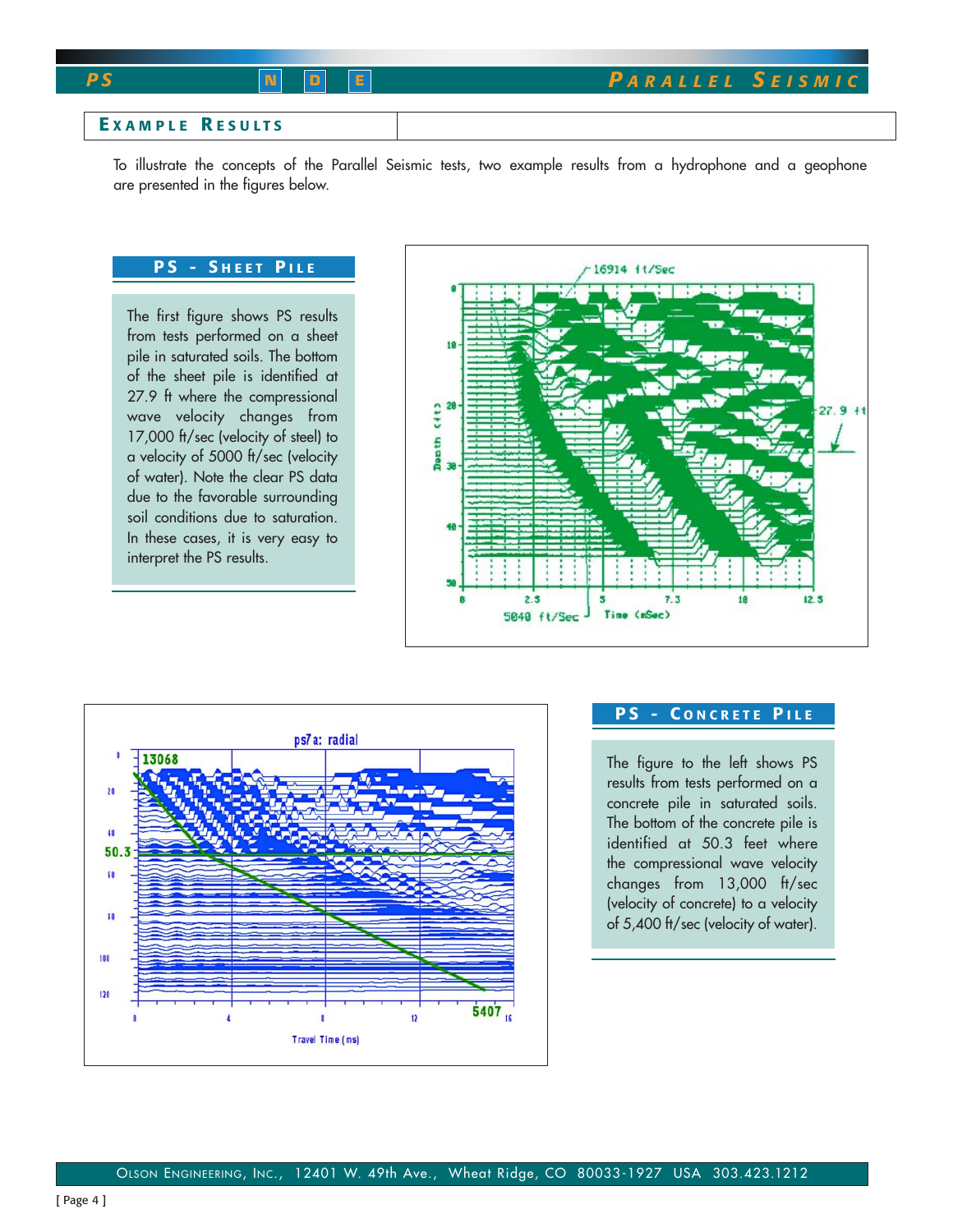## Example Results

To illustrate the concepts of the Parallel Seismic tests, two example results from a hydrophone and a geophone are presented in the figures below.

### PS - Sheet Pile

The first figure shows PS results from tests performed on a sheet pile in saturated soils. The bottom of the sheet pile is identified at 27.9 ft where the compressional wave velocity changes from 17,000 ft/sec (velocity of steel) to a velocity of 5000 ft/sec (velocity of water). Note the clear PS data due to the favorable surrounding soil conditions due to saturation. In these cases, it is very easy to interpret the PS results.

### PS - Concrete Pile

The figure to the left shows PS results from tests performed on a concrete pile in saturated soils. The bottom of the concrete pile is identified at 50.3 feet where the compressional wave velocity changes from 13,000 ft/sec (velocity of concrete) to a velocity of 5,400 ft/sec (velocity of water).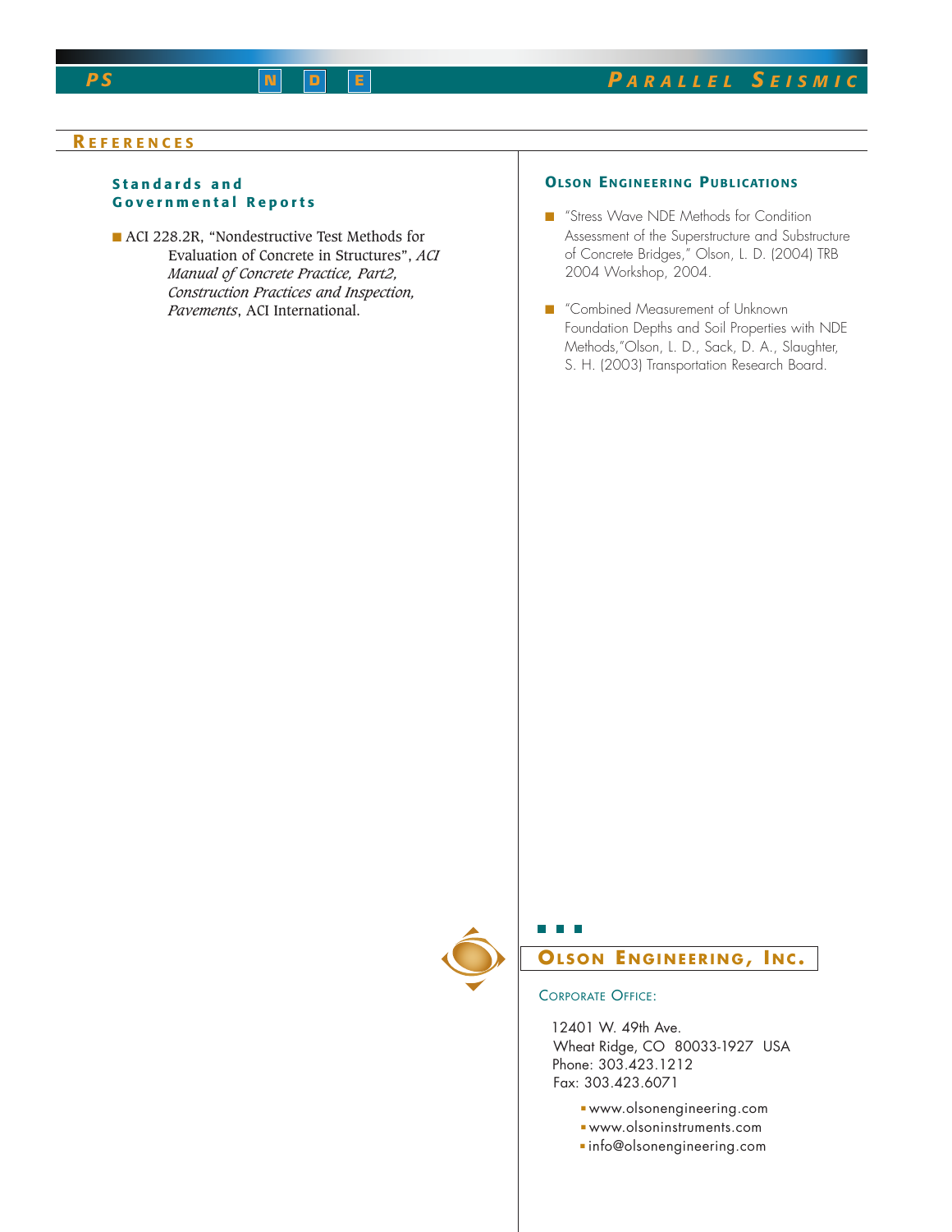## References

### Standards and Governmental Reports

- ACI 228.2R, "Nondestructive Test Methods for Evaluation of Concrete in Structures", *ACI Manual of Concrete Practice, Part2, Construction Practices and Inspection, Pavements*, ACI International.

### Olson Engineering Publications

- "Stress Wave NDE Methods for Condition Assessment of the Superstructure and Substructure of Concrete Bridges," Olson, L. D. (2004) TRB 2004 Workshop, 2004.
- "Combined Measurement of Unknown Foundation Depths and Soil Properties with NDE Methods,"Olson, L. D., Sack, D. A., Slaughter, S. H. (2003) Transportation Research Board.

## Olson Engineering, Inc.

Corporate Office:

12401 W. 49th Ave.
Wheat Ridge, CO 80033-1927 USA
Phone: 303.423.1212
Fax: 303.423.6071

- www.olsonengineering.com
- www.olsoninstruments.com
- info@olsonengineering.com